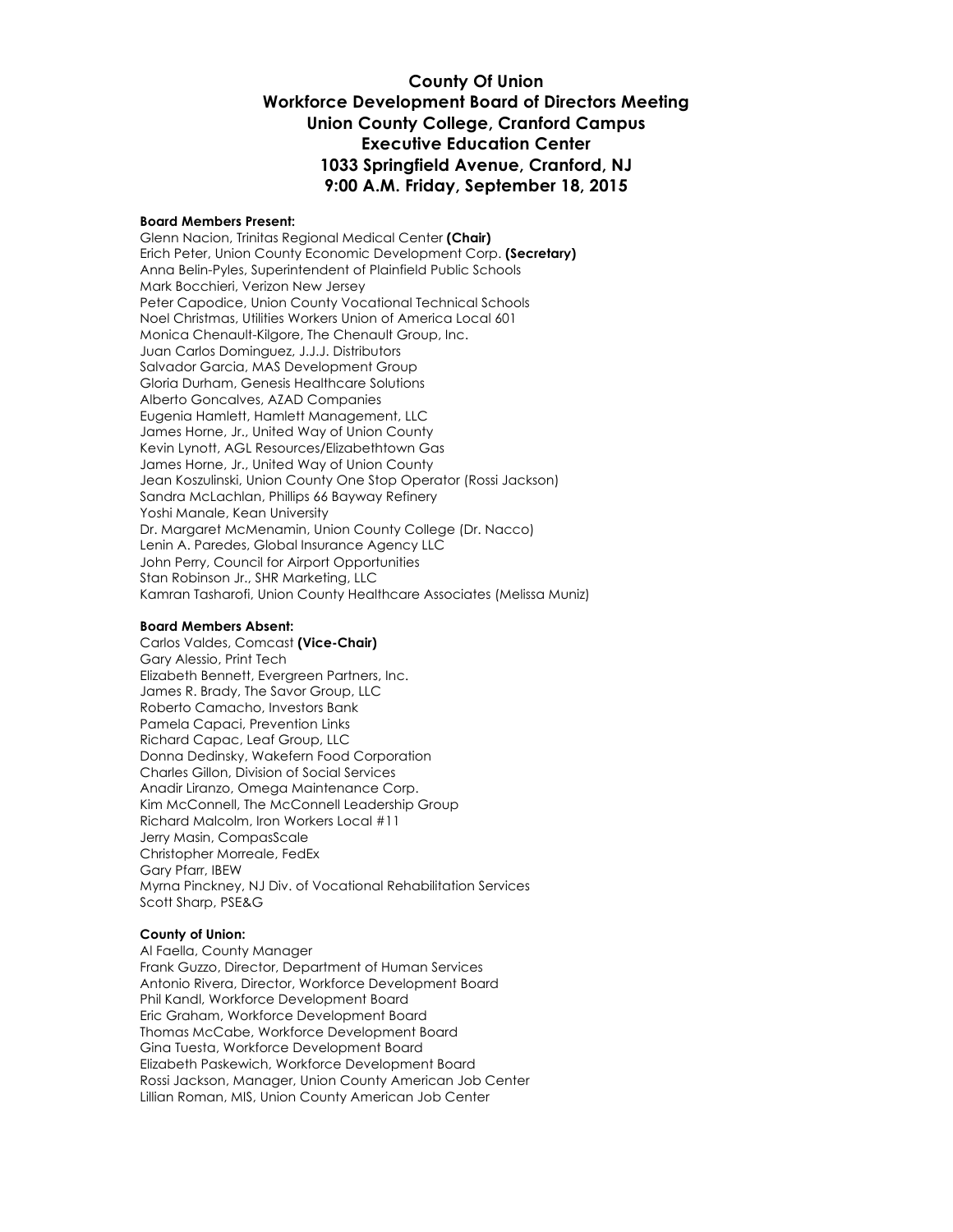# County Of Union
## Workforce Development Board of Directors Meeting
## Union County College, Cranford Campus
## Executive Education Center
## 1033 Springfield Avenue, Cranford, NJ
## 9:00 A.M. Friday, September 18, 2015

**Board Members Present:**
Glenn Nacion, Trinitas Regional Medical Center **(Chair)**
Erich Peter, Union County Economic Development Corp. **(Secretary)**
Anna Belin-Pyles, Superintendent of Plainfield Public Schools
Mark Bocchieri, Verizon New Jersey
Peter Capodice, Union County Vocational Technical Schools
Noel Christmas, Utilities Workers Union of America Local 601
Monica Chenault-Kilgore, The Chenault Group, Inc.
Juan Carlos Dominguez, J.J.J. Distributors
Salvador Garcia, MAS Development Group
Gloria Durham, Genesis Healthcare Solutions
Alberto Goncalves, AZAD Companies
Eugenia Hamlett, Hamlett Management, LLC
James Horne, Jr., United Way of Union County
Kevin Lynott, AGL Resources/Elizabethtown Gas
James Horne, Jr., United Way of Union County
Jean Koszulinski, Union County One Stop Operator (Rossi Jackson)
Sandra McLachlan, Phillips 66 Bayway Refinery
Yoshi Manale, Kean University
Dr. Margaret McMenamin, Union County College (Dr. Nacco)
Lenin A. Paredes, Global Insurance Agency LLC
John Perry, Council for Airport Opportunities
Stan Robinson Jr., SHR Marketing, LLC
Kamran Tasharofi, Union County Healthcare Associates (Melissa Muniz)

**Board Members Absent:**
Carlos Valdes, Comcast **(Vice-Chair)**
Gary Alessio, Print Tech
Elizabeth Bennett, Evergreen Partners, Inc.
James R. Brady, The Savor Group, LLC
Roberto Camacho, Investors Bank
Pamela Capaci, Prevention Links
Richard Capac, Leaf Group, LLC
Donna Dedinsky, Wakefern Food Corporation
Charles Gillon, Division of Social Services
Anadir Liranzo, Omega Maintenance Corp.
Kim McConnell, The McConnell Leadership Group
Richard Malcolm, Iron Workers Local #11
Jerry Masin, CompasScale
Christopher Morreale, FedEx
Gary Pfarr, IBEW
Myrna Pinckney, NJ Div. of Vocational Rehabilitation Services
Scott Sharp, PSE&G

**County of Union:**
Al Faella, County Manager
Frank Guzzo, Director, Department of Human Services
Antonio Rivera, Director, Workforce Development Board
Phil Kandl, Workforce Development Board
Eric Graham, Workforce Development Board
Thomas McCabe, Workforce Development Board
Gina Tuesta, Workforce Development Board
Elizabeth Paskewich, Workforce Development Board
Rossi Jackson, Manager, Union County American Job Center
Lillian Roman, MIS, Union County American Job Center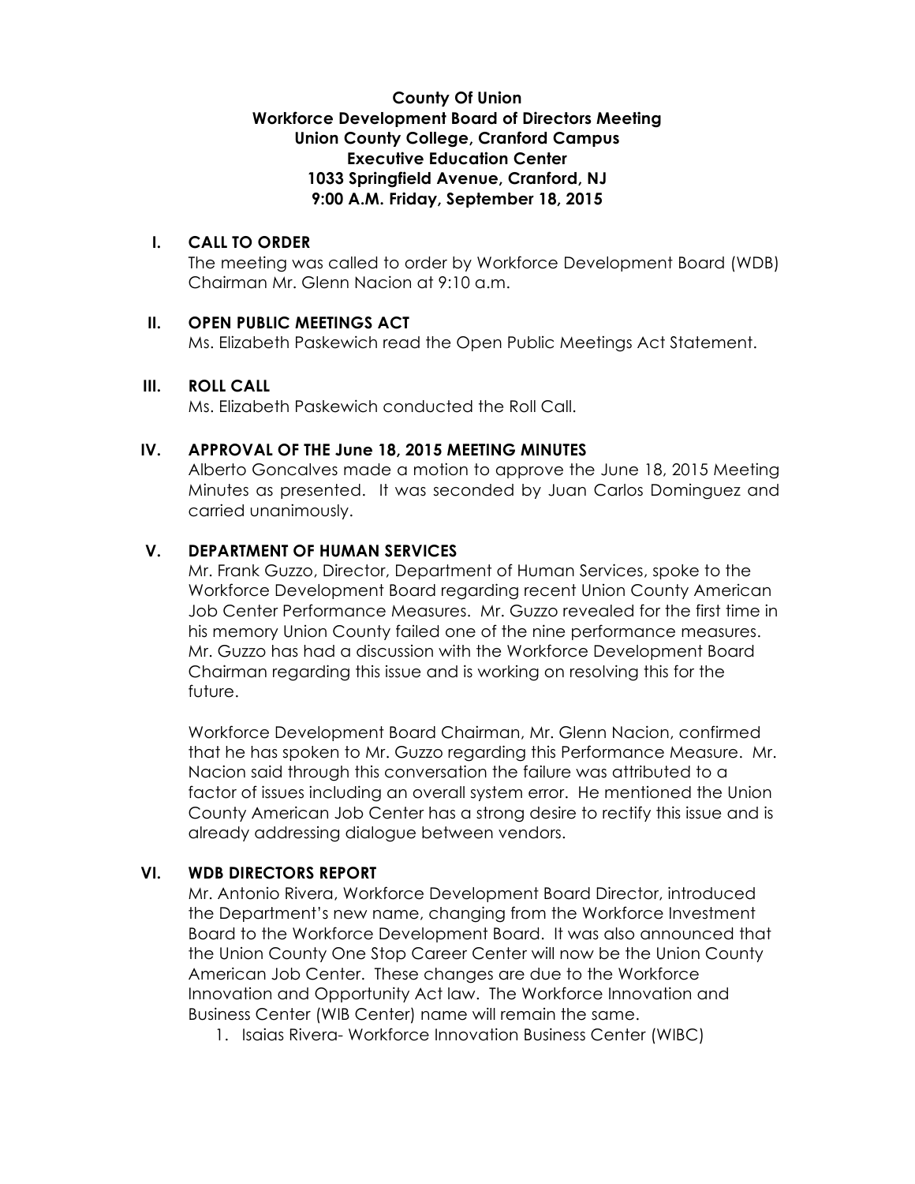**County Of Union**
**Workforce Development Board of Directors Meeting**
**Union County College, Cranford Campus**
**Executive Education Center**
**1033 Springfield Avenue, Cranford, NJ**
**9:00 A.M. Friday, September 18, 2015**

## I. CALL TO ORDER

The meeting was called to order by Workforce Development Board (WDB) Chairman Mr. Glenn Nacion at 9:10 a.m.

## II. OPEN PUBLIC MEETINGS ACT

Ms. Elizabeth Paskewich read the Open Public Meetings Act Statement.

## III. ROLL CALL

Ms. Elizabeth Paskewich conducted the Roll Call.

## IV. APPROVAL OF THE June 18, 2015 MEETING MINUTES

Alberto Goncalves made a motion to approve the June 18, 2015 Meeting Minutes as presented. It was seconded by Juan Carlos Dominguez and carried unanimously.

## V. DEPARTMENT OF HUMAN SERVICES

Mr. Frank Guzzo, Director, Department of Human Services, spoke to the Workforce Development Board regarding recent Union County American Job Center Performance Measures. Mr. Guzzo revealed for the first time in his memory Union County failed one of the nine performance measures. Mr. Guzzo has had a discussion with the Workforce Development Board Chairman regarding this issue and is working on resolving this for the future.

Workforce Development Board Chairman, Mr. Glenn Nacion, confirmed that he has spoken to Mr. Guzzo regarding this Performance Measure. Mr. Nacion said through this conversation the failure was attributed to a factor of issues including an overall system error. He mentioned the Union County American Job Center has a strong desire to rectify this issue and is already addressing dialogue between vendors.

## VI. WDB DIRECTORS REPORT

Mr. Antonio Rivera, Workforce Development Board Director, introduced the Department's new name, changing from the Workforce Investment Board to the Workforce Development Board. It was also announced that the Union County One Stop Career Center will now be the Union County American Job Center. These changes are due to the Workforce Innovation and Opportunity Act law. The Workforce Innovation and Business Center (WIB Center) name will remain the same.

1. Isaias Rivera- Workforce Innovation Business Center (WIBC)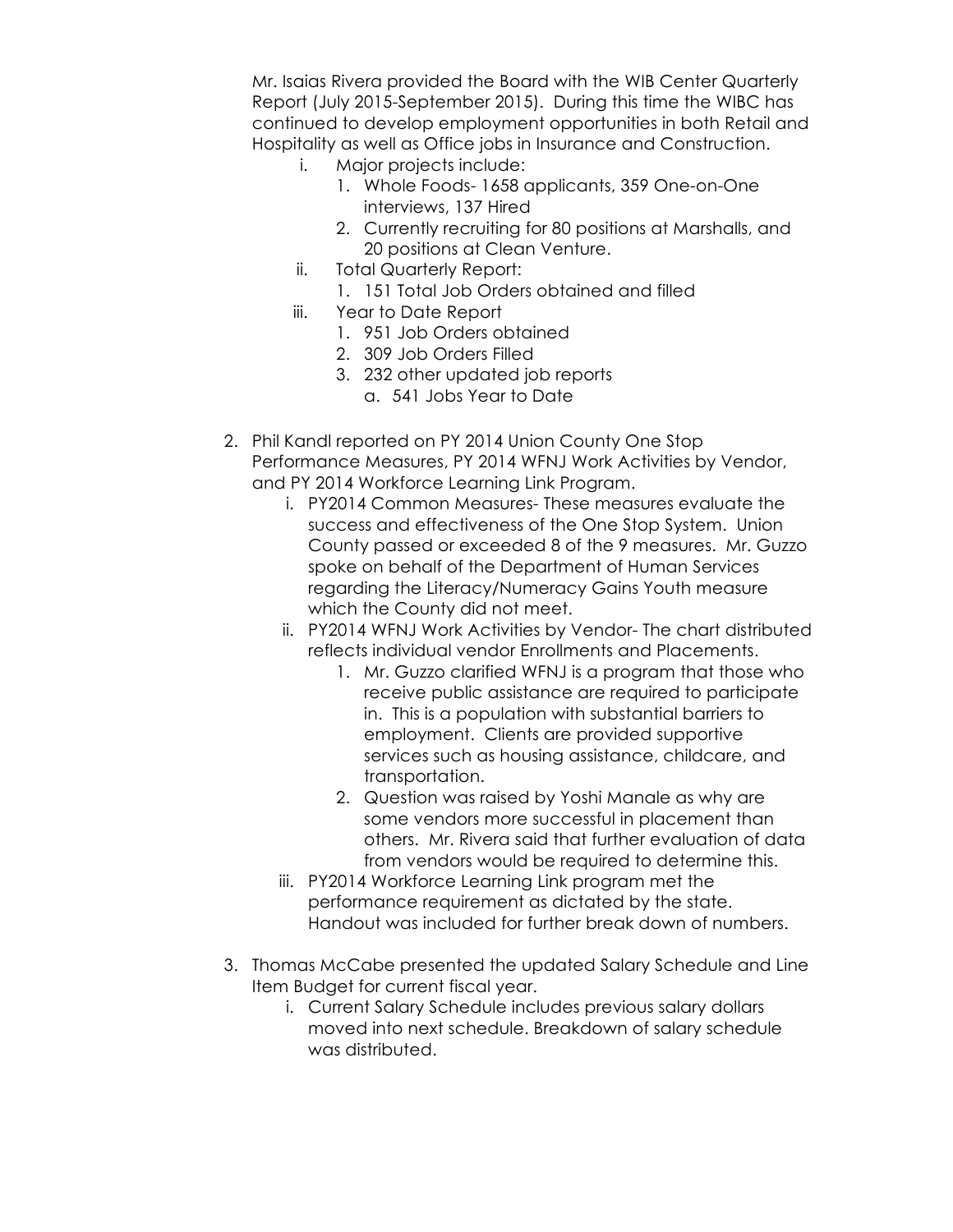Mr. Isaias Rivera provided the Board with the WIB Center Quarterly Report (July 2015-September 2015). During this time the WIBC has continued to develop employment opportunities in both Retail and Hospitality as well as Office jobs in Insurance and Construction.

  i. Major projects include:
     1. Whole Foods- 1658 applicants, 359 One-on-One interviews, 137 Hired
     2. Currently recruiting for 80 positions at Marshalls, and 20 positions at Clean Venture.
  ii. Total Quarterly Report:
     1. 151 Total Job Orders obtained and filled
  iii. Year to Date Report
     1. 951 Job Orders obtained
     2. 309 Job Orders Filled
     3. 232 other updated job reports
        a. 541 Jobs Year to Date

2. Phil Kandl reported on PY 2014 Union County One Stop Performance Measures, PY 2014 WFNJ Work Activities by Vendor, and PY 2014 Workforce Learning Link Program.
   i. PY2014 Common Measures- These measures evaluate the success and effectiveness of the One Stop System. Union County passed or exceeded 8 of the 9 measures. Mr. Guzzo spoke on behalf of the Department of Human Services regarding the Literacy/Numeracy Gains Youth measure which the County did not meet.
   ii. PY2014 WFNJ Work Activities by Vendor- The chart distributed reflects individual vendor Enrollments and Placements.
      1. Mr. Guzzo clarified WFNJ is a program that those who receive public assistance are required to participate in. This is a population with substantial barriers to employment. Clients are provided supportive services such as housing assistance, childcare, and transportation.
      2. Question was raised by Yoshi Manale as why are some vendors more successful in placement than others. Mr. Rivera said that further evaluation of data from vendors would be required to determine this.
   iii. PY2014 Workforce Learning Link program met the performance requirement as dictated by the state. Handout was included for further break down of numbers.

3. Thomas McCabe presented the updated Salary Schedule and Line Item Budget for current fiscal year.
   i. Current Salary Schedule includes previous salary dollars moved into next schedule. Breakdown of salary schedule was distributed.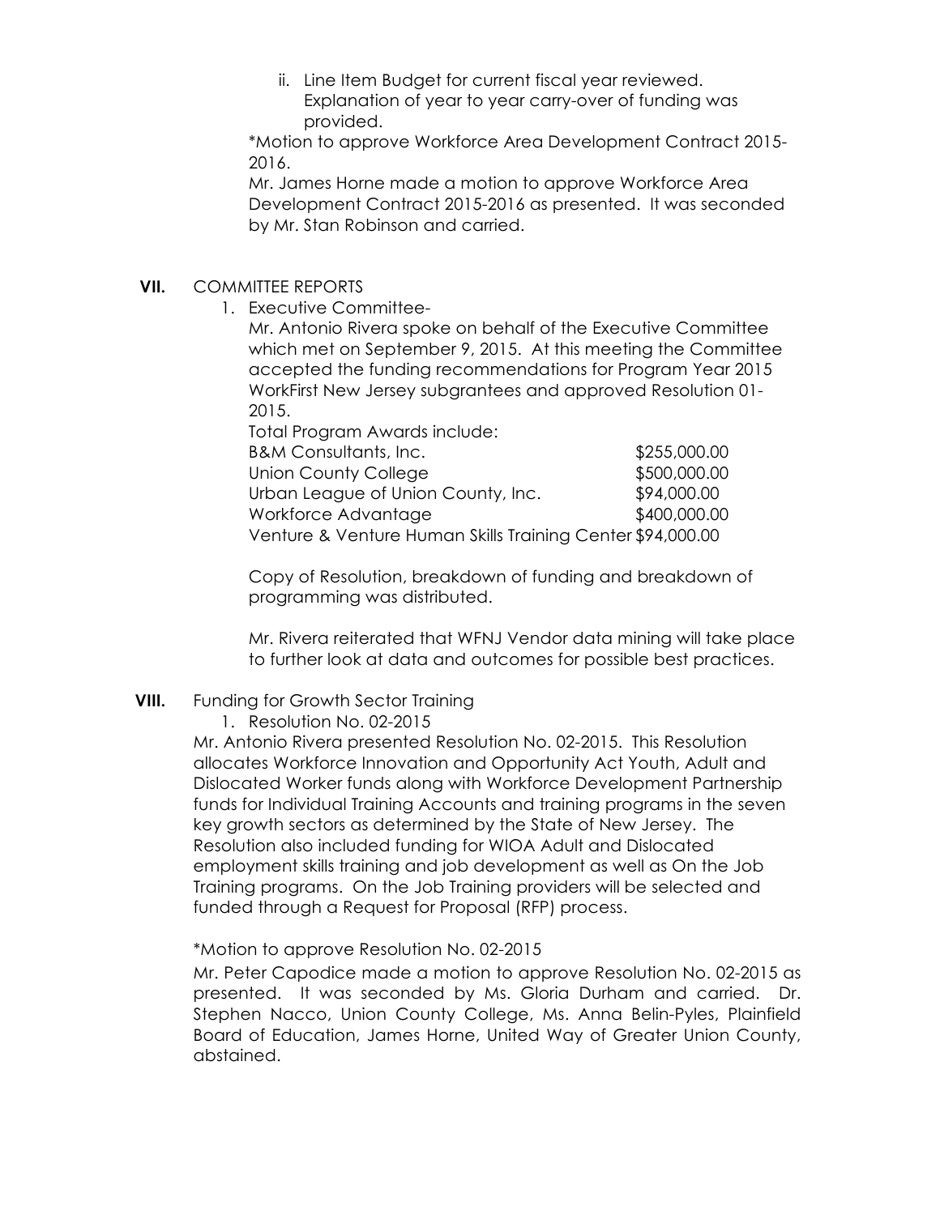ii. Line Item Budget for current fiscal year reviewed. Explanation of year to year carry-over of funding was provided.

*Motion to approve Workforce Area Development Contract 2015-2016.

Mr. James Horne made a motion to approve Workforce Area Development Contract 2015-2016 as presented. It was seconded by Mr. Stan Robinson and carried.

**VII.** COMMITTEE REPORTS

1. Executive Committee-

Mr. Antonio Rivera spoke on behalf of the Executive Committee which met on September 9, 2015. At this meeting the Committee accepted the funding recommendations for Program Year 2015 WorkFirst New Jersey subgrantees and approved Resolution 01-2015.

Total Program Awards include:

| | |
|---|---|
| B&M Consultants, Inc. | $255,000.00 |
| Union County College | $500,000.00 |
| Urban League of Union County, Inc. | $94,000.00 |
| Workforce Advantage | $400,000.00 |
| Venture & Venture Human Skills Training Center | $94,000.00 |

Copy of Resolution, breakdown of funding and breakdown of programming was distributed.

Mr. Rivera reiterated that WFNJ Vendor data mining will take place to further look at data and outcomes for possible best practices.

**VIII.** Funding for Growth Sector Training

1. Resolution No. 02-2015

Mr. Antonio Rivera presented Resolution No. 02-2015. This Resolution allocates Workforce Innovation and Opportunity Act Youth, Adult and Dislocated Worker funds along with Workforce Development Partnership funds for Individual Training Accounts and training programs in the seven key growth sectors as determined by the State of New Jersey. The Resolution also included funding for WIOA Adult and Dislocated employment skills training and job development as well as On the Job Training programs. On the Job Training providers will be selected and funded through a Request for Proposal (RFP) process.

*Motion to approve Resolution No. 02-2015

Mr. Peter Capodice made a motion to approve Resolution No. 02-2015 as presented. It was seconded by Ms. Gloria Durham and carried. Dr. Stephen Nacco, Union County College, Ms. Anna Belin-Pyles, Plainfield Board of Education, James Horne, United Way of Greater Union County, abstained.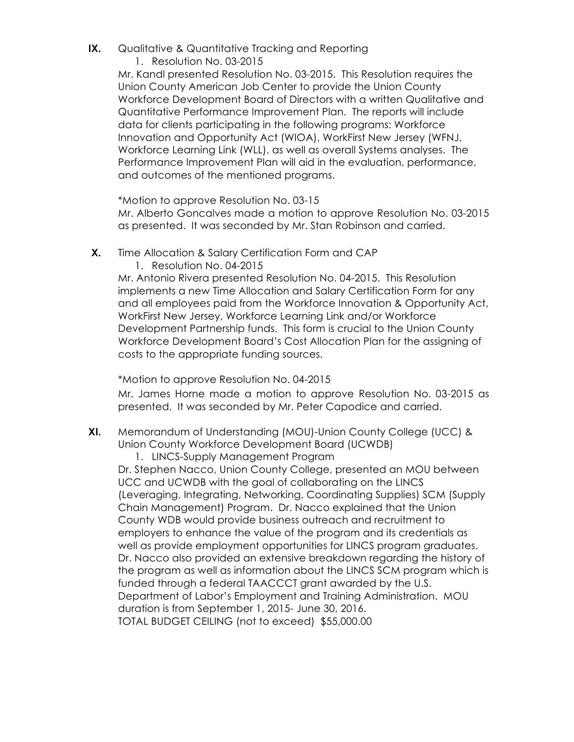**IX.** Qualitative & Quantitative Tracking and Reporting

1. Resolution No. 03-2015

Mr. Kandl presented Resolution No. 03-2015. This Resolution requires the Union County American Job Center to provide the Union County Workforce Development Board of Directors with a written Qualitative and Quantitative Performance Improvement Plan. The reports will include data for clients participating in the following programs: Workforce Innovation and Opportunity Act (WIOA), WorkFirst New Jersey (WFNJ, Workforce Learning Link (WLL), as well as overall Systems analyses. The Performance Improvement Plan will aid in the evaluation, performance, and outcomes of the mentioned programs.

*Motion to approve Resolution No. 03-15
Mr. Alberto Goncalves made a motion to approve Resolution No. 03-2015 as presented. It was seconded by Mr. Stan Robinson and carried.

**X.** Time Allocation & Salary Certification Form and CAP

1. Resolution No. 04-2015

Mr. Antonio Rivera presented Resolution No. 04-2015. This Resolution implements a new Time Allocation and Salary Certification Form for any and all employees paid from the Workforce Innovation & Opportunity Act, WorkFirst New Jersey, Workforce Learning Link and/or Workforce Development Partnership funds. This form is crucial to the Union County Workforce Development Board's Cost Allocation Plan for the assigning of costs to the appropriate funding sources.

*Motion to approve Resolution No. 04-2015
Mr. James Horne made a motion to approve Resolution No. 03-2015 as presented. It was seconded by Mr. Peter Capodice and carried.

**XI.** Memorandum of Understanding (MOU)-Union County College (UCC) & Union County Workforce Development Board (UCWDB)

1. LINCS-Supply Management Program

Dr. Stephen Nacco, Union County College, presented an MOU between UCC and UCWDB with the goal of collaborating on the LINCS (Leveraging, Integrating, Networking, Coordinating Supplies) SCM (Supply Chain Management) Program. Dr. Nacco explained that the Union County WDB would provide business outreach and recruitment to employers to enhance the value of the program and its credentials as well as provide employment opportunities for LINCS program graduates. Dr. Nacco also provided an extensive breakdown regarding the history of the program as well as information about the LINCS SCM program which is funded through a federal TAACCCT grant awarded by the U.S. Department of Labor's Employment and Training Administration. MOU duration is from September 1, 2015- June 30, 2016.
TOTAL BUDGET CEILING (not to exceed) $55,000.00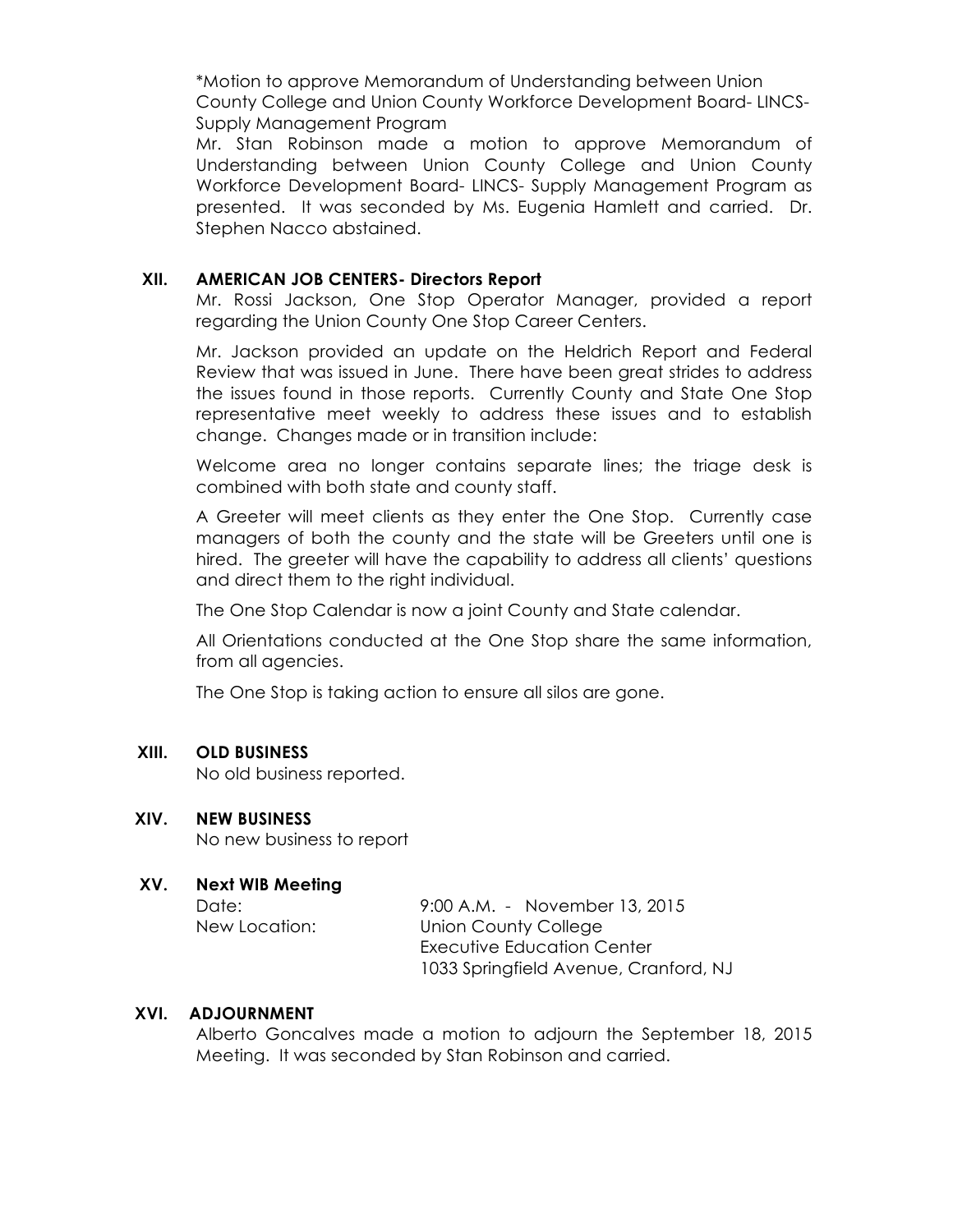*Motion to approve Memorandum of Understanding between Union County College and Union County Workforce Development Board- LINCS- Supply Management Program

Mr. Stan Robinson made a motion to approve Memorandum of Understanding between Union County College and Union County Workforce Development Board- LINCS- Supply Management Program as presented. It was seconded by Ms. Eugenia Hamlett and carried. Dr. Stephen Nacco abstained.

## XII. AMERICAN JOB CENTERS- Directors Report

Mr. Rossi Jackson, One Stop Operator Manager, provided a report regarding the Union County One Stop Career Centers.

Mr. Jackson provided an update on the Heldrich Report and Federal Review that was issued in June. There have been great strides to address the issues found in those reports. Currently County and State One Stop representative meet weekly to address these issues and to establish change. Changes made or in transition include:

Welcome area no longer contains separate lines; the triage desk is combined with both state and county staff.

A Greeter will meet clients as they enter the One Stop. Currently case managers of both the county and the state will be Greeters until one is hired. The greeter will have the capability to address all clients' questions and direct them to the right individual.

The One Stop Calendar is now a joint County and State calendar.

All Orientations conducted at the One Stop share the same information, from all agencies.

The One Stop is taking action to ensure all silos are gone.

## XIII. OLD BUSINESS

No old business reported.

## XIV. NEW BUSINESS

No new business to report

## XV. Next WIB Meeting

Date: 9:00 A.M. - November 13, 2015

New Location: Union County College
Executive Education Center
1033 Springfield Avenue, Cranford, NJ

## XVI. ADJOURNMENT

Alberto Goncalves made a motion to adjourn the September 18, 2015 Meeting. It was seconded by Stan Robinson and carried.